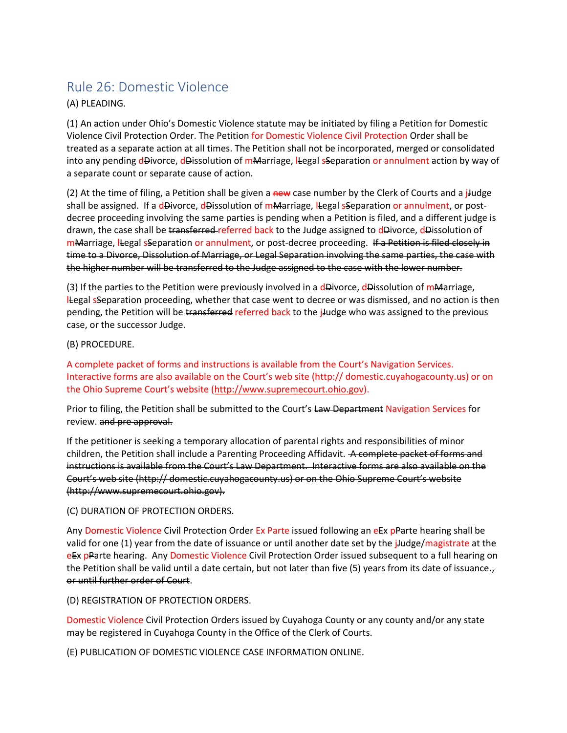## Rule 26: Domestic Violence

(A) PLEADING.

(1) An action under Ohio's Domestic Violence statute may be initiated by filing a Petition for Domestic Violence Civil Protection Order. The Petition for Domestic Violence Civil Protection Order shall be treated as a separate action at all times. The Petition shall not be incorporated, merged or consolidated into any pending d~~D~~ivorce, d~~D~~issolution of m~~M~~arriage, l~~L~~egal s~~S~~eparation or annulment action by way of a separate count or separate cause of action.

(2) At the time of filing, a Petition shall be given a ~~new~~ case number by the Clerk of Courts and a j~~J~~udge shall be assigned. If a d~~D~~ivorce, d~~D~~issolution of m~~M~~arriage, l~~L~~egal s~~S~~eparation or annulment, or post-decree proceeding involving the same parties is pending when a Petition is filed, and a different judge is drawn, the case shall be ~~transferred~~ referred back to the Judge assigned to d~~D~~ivorce, d~~D~~issolution of m~~M~~arriage, l~~L~~egal s~~S~~eparation or annulment, or post-decree proceeding. ~~If a Petition is filed closely in time to a Divorce, Dissolution of Marriage, or Legal Separation involving the same parties, the case with the higher number will be transferred to the Judge assigned to the case with the lower number.~~

(3) If the parties to the Petition were previously involved in a d~~D~~ivorce, d~~D~~issolution of m~~M~~arriage, l~~L~~egal s~~S~~eparation proceeding, whether that case went to decree or was dismissed, and no action is then pending, the Petition will be ~~transferred~~ referred back to the j~~J~~udge who was assigned to the previous case, or the successor Judge.

(B) PROCEDURE.

A complete packet of forms and instructions is available from the Court's Navigation Services. Interactive forms are also available on the Court's web site (http:// domestic.cuyahogacounty.us) or on the Ohio Supreme Court's website (http://www.supremecourt.ohio.gov).

Prior to filing, the Petition shall be submitted to the Court's ~~Law Department~~ Navigation Services for review. ~~and pre approval.~~

If the petitioner is seeking a temporary allocation of parental rights and responsibilities of minor children, the Petition shall include a Parenting Proceeding Affidavit. ~~A complete packet of forms and instructions is available from the Court's Law Department. Interactive forms are also available on the Court's web site (http:// domestic.cuyahogacounty.us) or on the Ohio Supreme Court's website (http://www.supremecourt.ohio.gov).~~

(C) DURATION OF PROTECTION ORDERS.

Any Domestic Violence Civil Protection Order Ex Parte issued following an e~~E~~x p~~P~~arte hearing shall be valid for one (1) year from the date of issuance or until another date set by the j~~J~~udge/magistrate at the e~~E~~x p~~P~~arte hearing. Any Domestic Violence Civil Protection Order issued subsequent to a full hearing on the Petition shall be valid until a date certain, but not later than five (5) years from its date of issuance.~~, or until further order of Court~~.

(D) REGISTRATION OF PROTECTION ORDERS.

Domestic Violence Civil Protection Orders issued by Cuyahoga County or any county and/or any state may be registered in Cuyahoga County in the Office of the Clerk of Courts.

(E) PUBLICATION OF DOMESTIC VIOLENCE CASE INFORMATION ONLINE.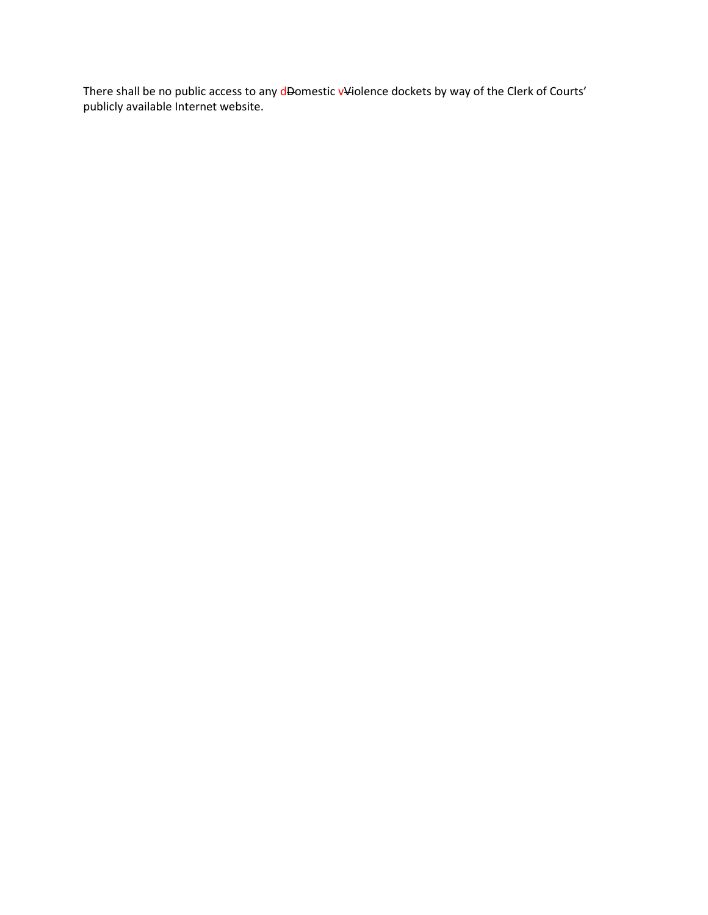There shall be no public access to any d~~D~~omestic v~~V~~iolence dockets by way of the Clerk of Courts' publicly available Internet website.